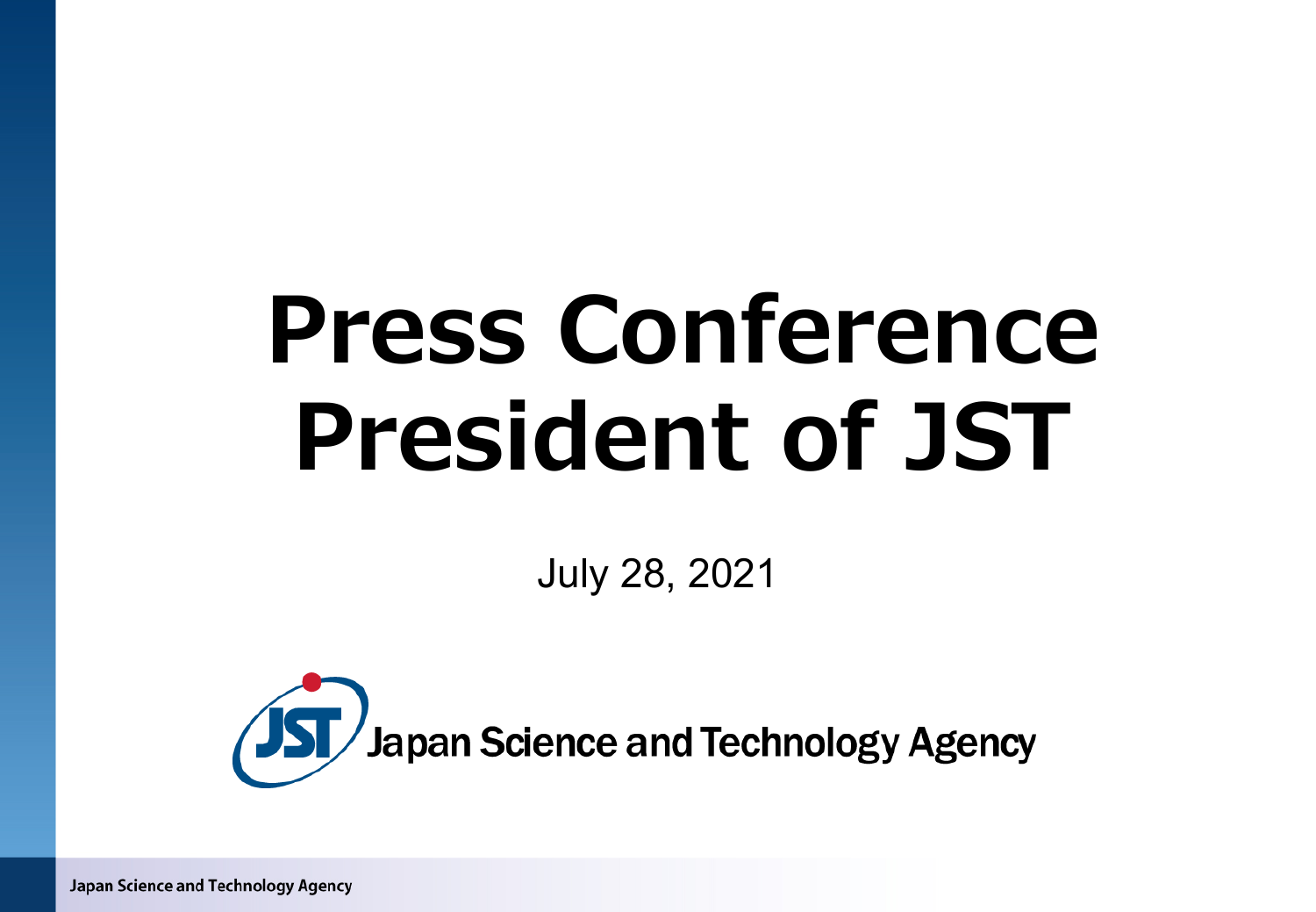# Press Conference
# President of JST

July 28, 2021

Japan Science and Technology Agency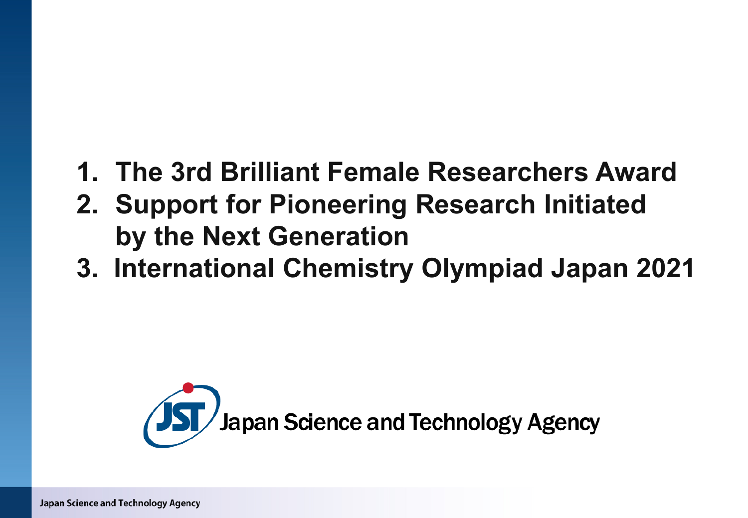1. The 3rd Brilliant Female Researchers Award
2. Support for Pioneering Research Initiated by the Next Generation
3. International Chemistry Olympiad Japan 2021

JST Japan Science and Technology Agency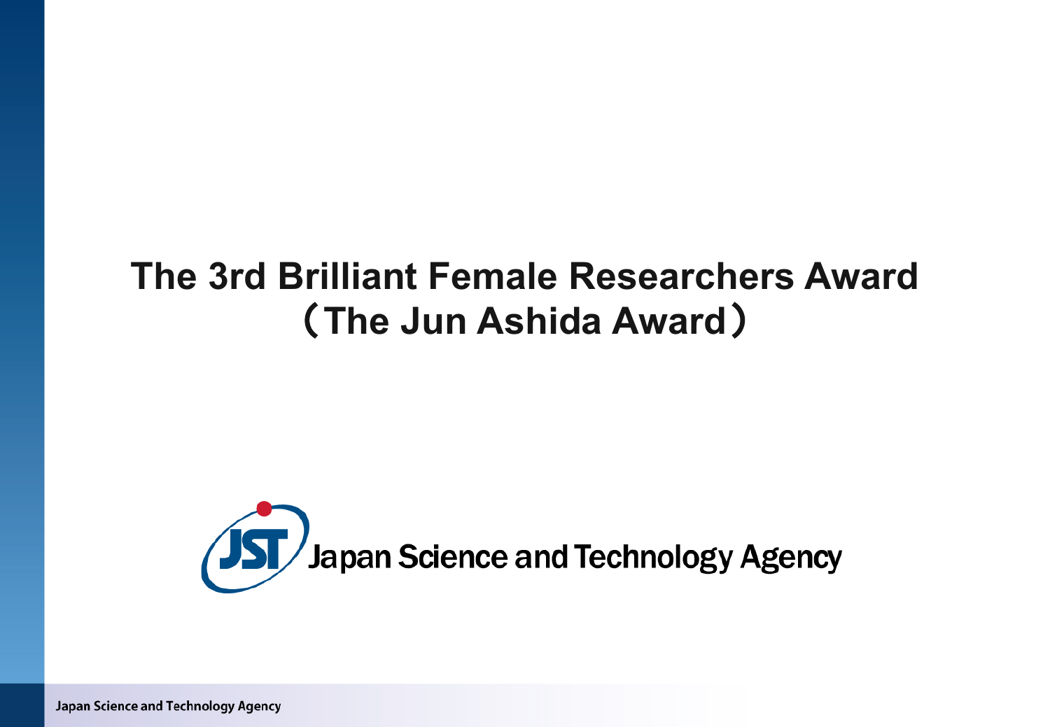# The 3rd Brilliant Female Researchers Award（The Jun Ashida Award）

Japan Science and Technology Agency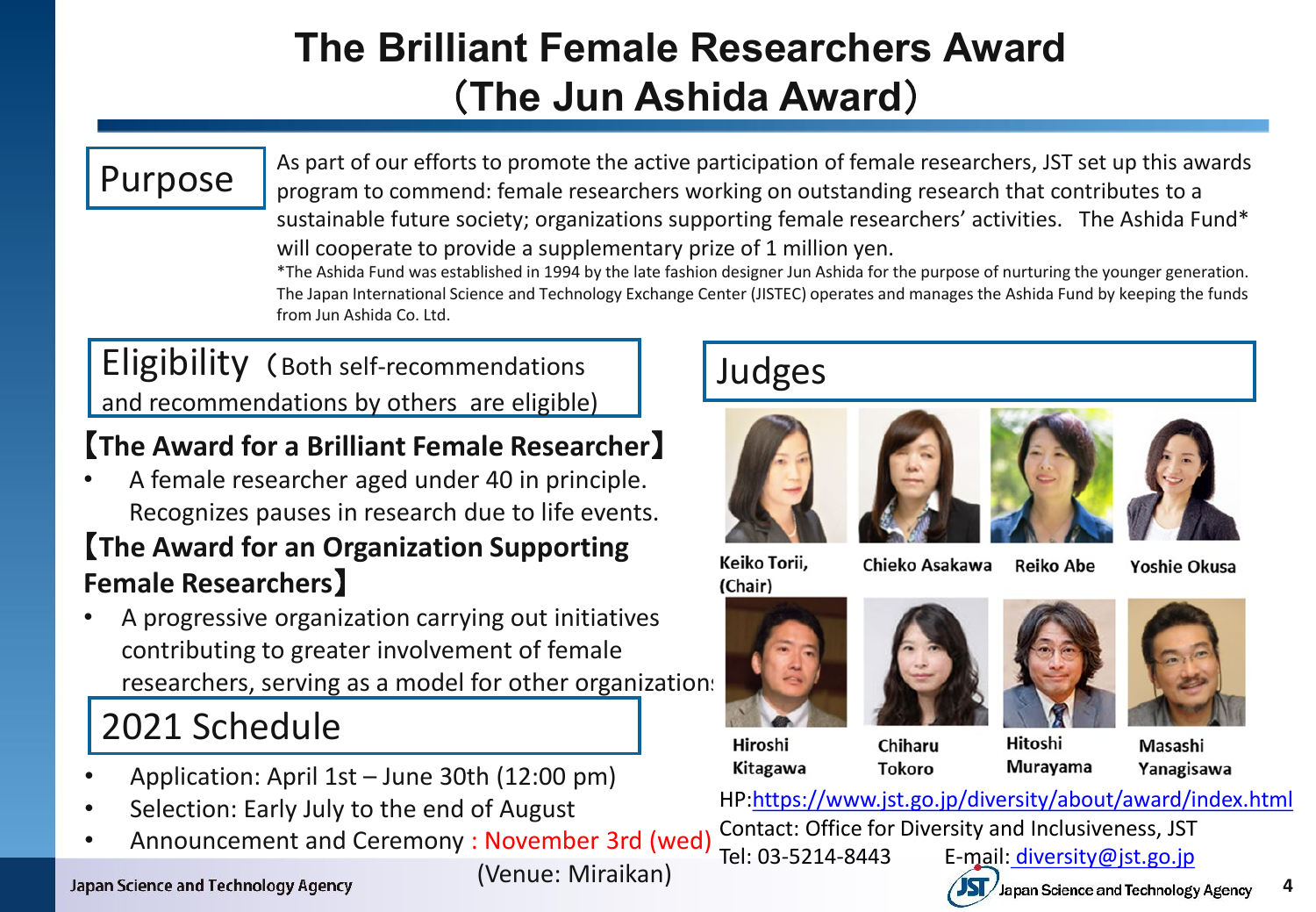# The Brilliant Female Researchers Award
# （The Jun Ashida Award）

## Purpose

As part of our efforts to promote the active participation of female researchers, JST set up this awards program to commend: female researchers working on outstanding research that contributes to a sustainable future society; organizations supporting female researchers' activities. The Ashida Fund* will cooperate to provide a supplementary prize of 1 million yen.

*The Ashida Fund was established in 1994 by the late fashion designer Jun Ashida for the purpose of nurturing the younger generation. The Japan International Science and Technology Exchange Center (JISTEC) operates and manages the Ashida Fund by keeping the funds from Jun Ashida Co. Ltd.

## Eligibility（Both self-recommendations and recommendations by others are eligible)

**【The Award for a Brilliant Female Researcher】**

- A female researcher aged under 40 in principle. Recognizes pauses in research due to life events.

**【The Award for an Organization Supporting Female Researchers】**

- A progressive organization carrying out initiatives contributing to greater involvement of female researchers, serving as a model for other organizations

## 2021 Schedule

- Application: April 1st – June 30th (12:00 pm)
- Selection: Early July to the end of August
- Announcement and Ceremony : November 3rd (wed) (Venue: Miraikan)

## Judges

Keiko Torii, (Chair)
Chieko Asakawa
Reiko Abe
Yoshie Okusa
Hiroshi Kitagawa
Chiharu Tokoro
Hitoshi Murayama
Masashi Yanagisawa

HP:https://www.jst.go.jp/diversity/about/award/index.html
Contact: Office for Diversity and Inclusiveness, JST
Tel: 03-5214-8443 E-mail: diversity@jst.go.jp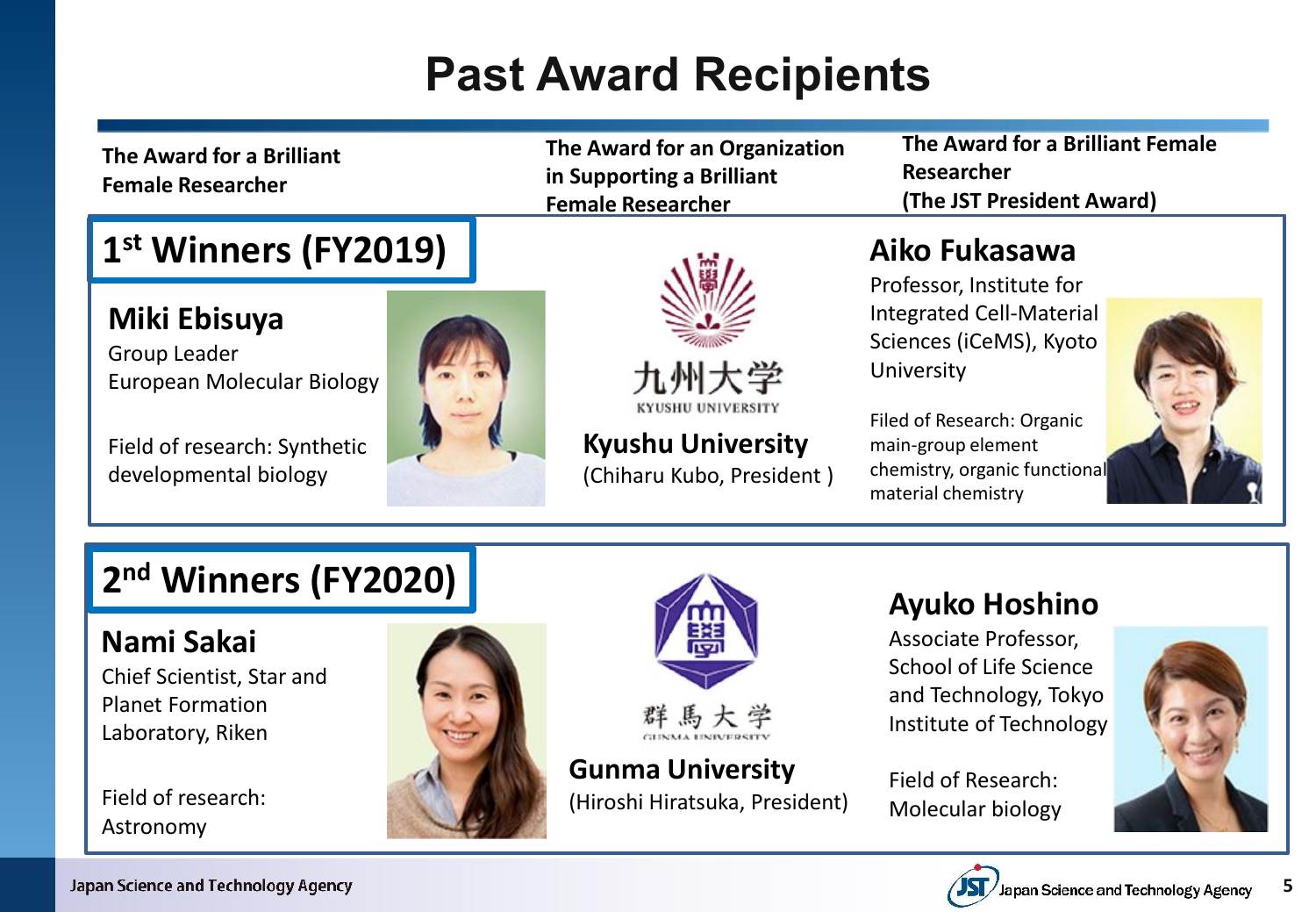# Past Award Recipients

| The Award for a Brilliant Female Researcher | The Award for an Organization in Supporting a Brilliant Female Researcher | The Award for a Brilliant Female Researcher (The JST President Award) |
|---|---|---|

## 1st Winners (FY2019)

**Miki Ebisuya**
Group Leader
European Molecular Biology

Field of research: Synthetic developmental biology

九州大学
KYUSHU UNIVERSITY

**Kyushu University**
(Chiharu Kubo, President )

**Aiko Fukasawa**
Professor, Institute for Integrated Cell-Material Sciences (iCeMS), Kyoto University

Filed of Research: Organic main-group element chemistry, organic functional material chemistry

## 2nd Winners (FY2020)

**Nami Sakai**
Chief Scientist, Star and Planet Formation Laboratory, Riken

Field of research: Astronomy

群馬大学
GUNMA UNIVERSITY

**Gunma University**
(Hiroshi Hiratsuka, President)

**Ayuko Hoshino**
Associate Professor, School of Life Science and Technology, Tokyo Institute of Technology

Field of Research: Molecular biology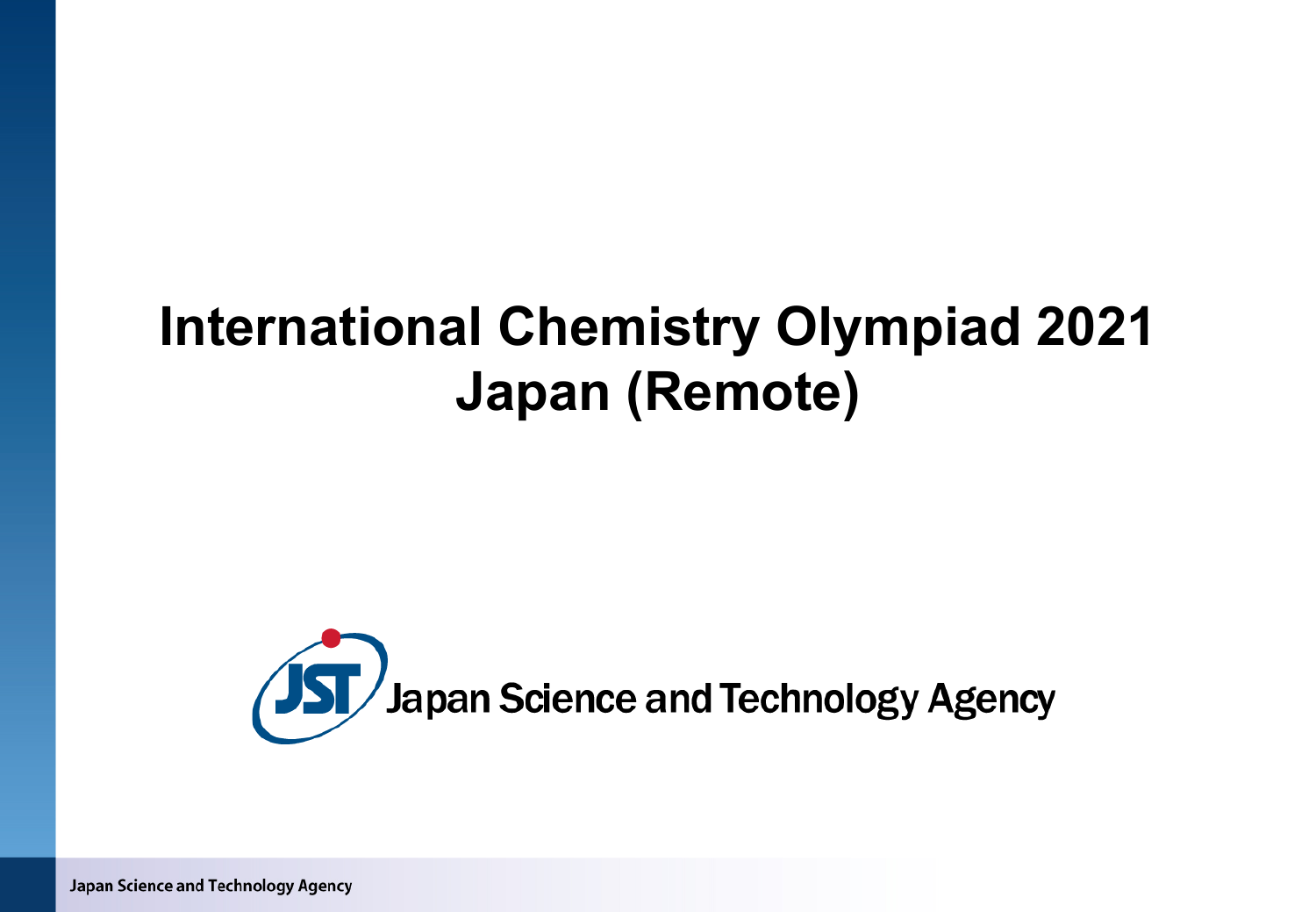# International Chemistry Olympiad 2021 Japan (Remote)

Japan Science and Technology Agency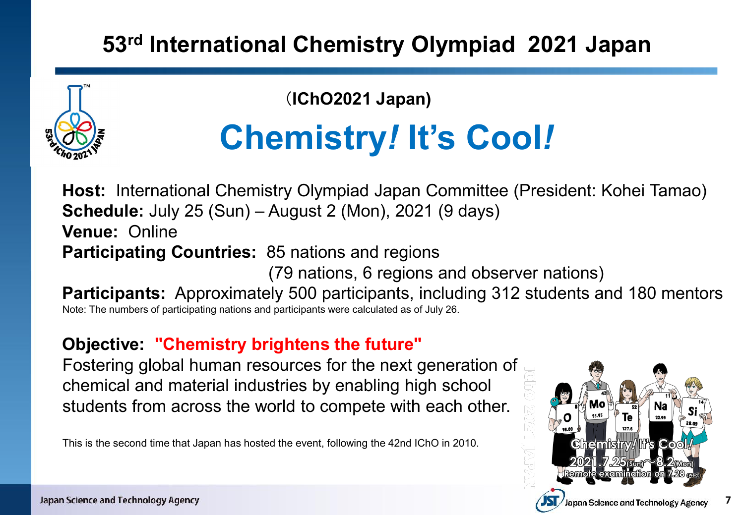# 53rd International Chemistry Olympiad 2021 Japan

（IChO2021 Japan)

## Chemistry*!* It's Cool*!*

**Host:** International Chemistry Olympiad Japan Committee (President: Kohei Tamao)
**Schedule:** July 25 (Sun) – August 2 (Mon), 2021 (9 days)
**Venue:** Online
**Participating Countries:** 85 nations and regions
(79 nations, 6 regions and observer nations)
**Participants:** Approximately 500 participants, including 312 students and 180 mentors
Note: The numbers of participating nations and participants were calculated as of July 26.

**Objective: "Chemistry brightens the future"**
Fostering global human resources for the next generation of chemical and material industries by enabling high school students from across the world to compete with each other.

This is the second time that Japan has hosted the event, following the 42nd IChO in 2010.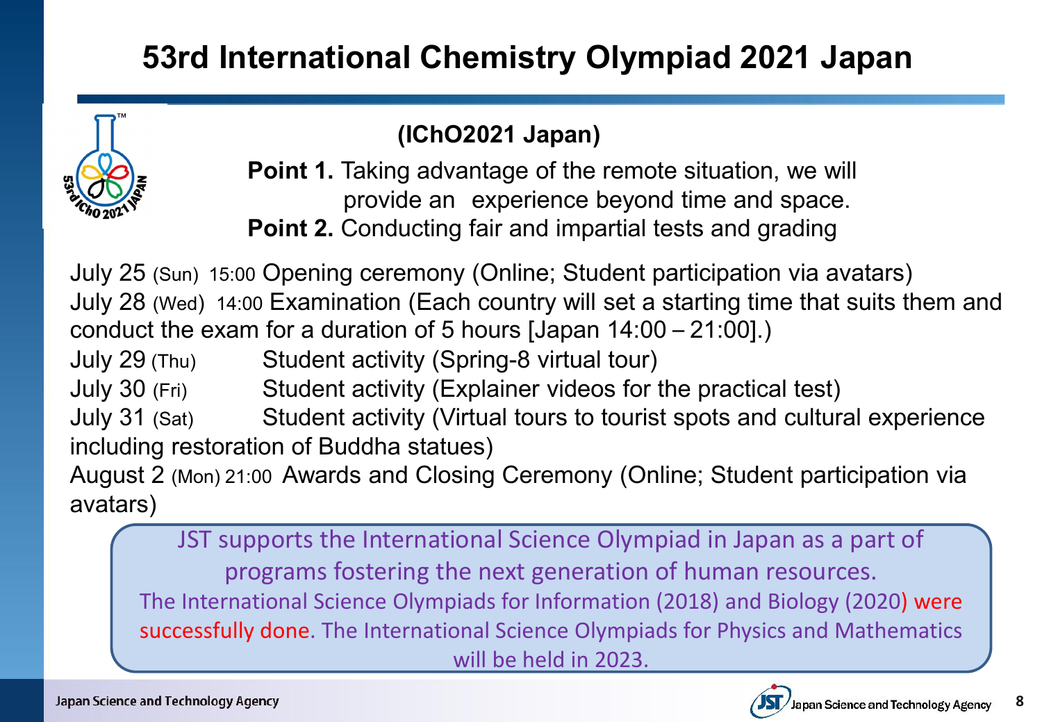# 53rd International Chemistry Olympiad 2021 Japan

### (IChO2021 Japan)

**Point 1.** Taking advantage of the remote situation, we will provide an experience beyond time and space.
**Point 2.** Conducting fair and impartial tests and grading

July 25 (Sun) 15:00 Opening ceremony (Online; Student participation via avatars)
July 28 (Wed) 14:00 Examination (Each country will set a starting time that suits them and conduct the exam for a duration of 5 hours [Japan 14:00 – 21:00].)
July 29 (Thu) Student activity (Spring-8 virtual tour)
July 30 (Fri) Student activity (Explainer videos for the practical test)
July 31 (Sat) Student activity (Virtual tours to tourist spots and cultural experience including restoration of Buddha statues)
August 2 (Mon) 21:00 Awards and Closing Ceremony (Online; Student participation via avatars)

JST supports the International Science Olympiad in Japan as a part of programs fostering the next generation of human resources.
The International Science Olympiads for Information (2018) and Biology (2020) were successfully done. The International Science Olympiads for Physics and Mathematics will be held in 2023.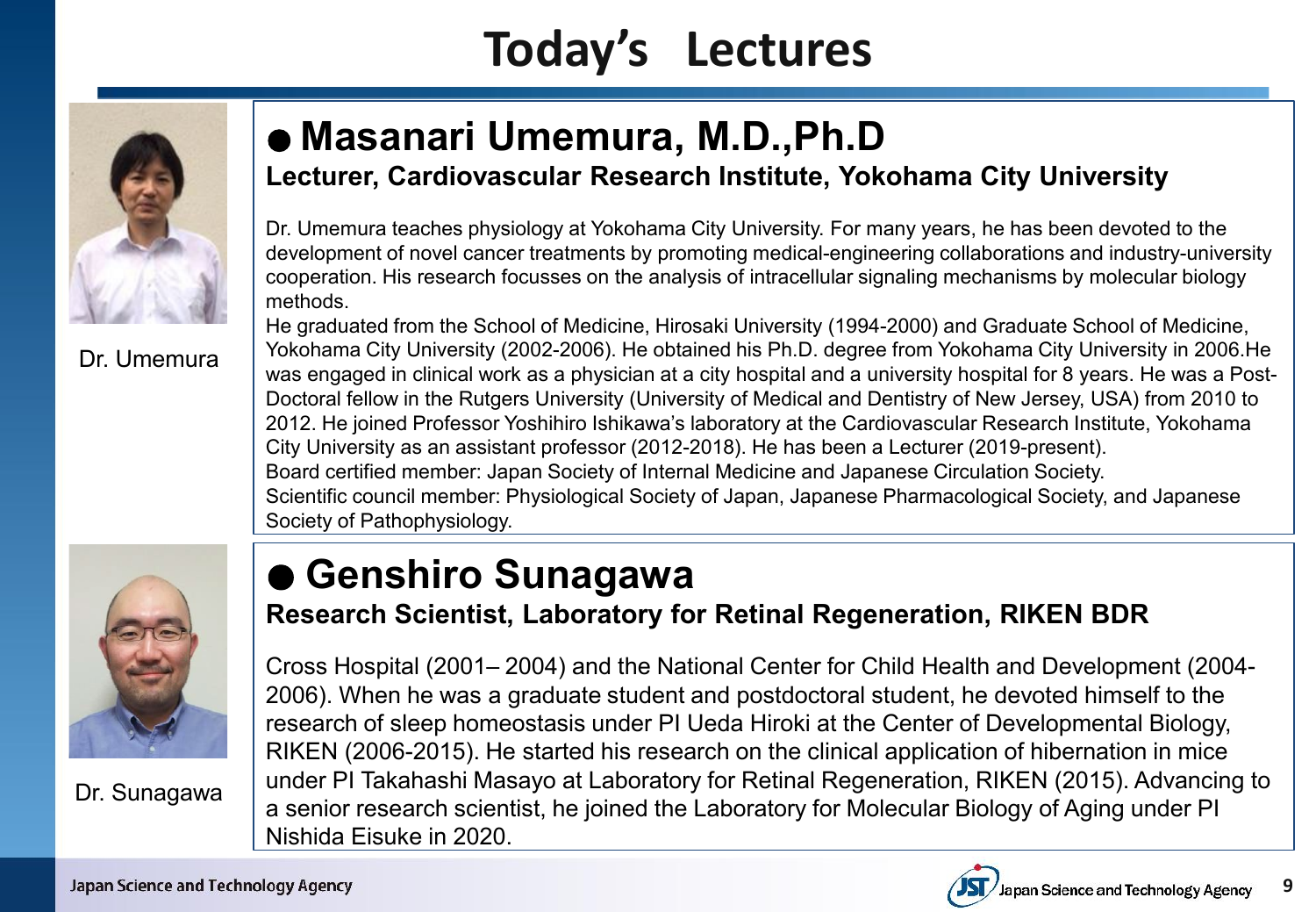# Today's Lectures

Dr. Umemura

## ● Masanari Umemura, M.D.,Ph.D

**Lecturer, Cardiovascular Research Institute, Yokohama City University**

Dr. Umemura teaches physiology at Yokohama City University. For many years, he has been devoted to the development of novel cancer treatments by promoting medical-engineering collaborations and industry-university cooperation. His research focusses on the analysis of intracellular signaling mechanisms by molecular biology methods.

He graduated from the School of Medicine, Hirosaki University (1994-2000) and Graduate School of Medicine, Yokohama City University (2002-2006). He obtained his Ph.D. degree from Yokohama City University in 2006.He was engaged in clinical work as a physician at a city hospital and a university hospital for 8 years. He was a Post-Doctoral fellow in the Rutgers University (University of Medical and Dentistry of New Jersey, USA) from 2010 to 2012. He joined Professor Yoshihiro Ishikawa's laboratory at the Cardiovascular Research Institute, Yokohama City University as an assistant professor (2012-2018). He has been a Lecturer (2019-present).

Board certified member: Japan Society of Internal Medicine and Japanese Circulation Society.

Scientific council member: Physiological Society of Japan, Japanese Pharmacological Society, and Japanese Society of Pathophysiology.

Dr. Sunagawa

## ● Genshiro Sunagawa

**Research Scientist, Laboratory for Retinal Regeneration, RIKEN BDR**

Cross Hospital (2001– 2004) and the National Center for Child Health and Development (2004-2006). When he was a graduate student and postdoctoral student, he devoted himself to the research of sleep homeostasis under PI Ueda Hiroki at the Center of Developmental Biology, RIKEN (2006-2015). He started his research on the clinical application of hibernation in mice under PI Takahashi Masayo at Laboratory for Retinal Regeneration, RIKEN (2015). Advancing to a senior research scientist, he joined the Laboratory for Molecular Biology of Aging under PI Nishida Eisuke in 2020.